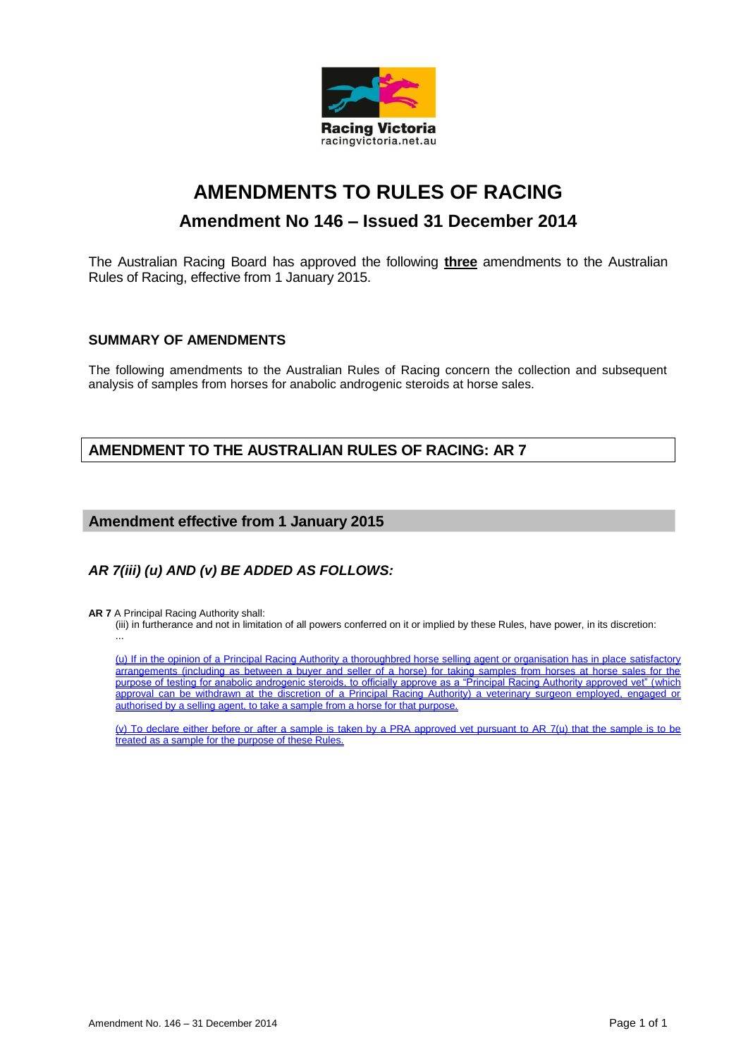Racing Victoria
racingvictoria.net.au

# AMENDMENTS TO RULES OF RACING

## Amendment No 146 – Issued 31 December 2014

The Australian Racing Board has approved the following **three** amendments to the Australian Rules of Racing, effective from 1 January 2015.

### SUMMARY OF AMENDMENTS

The following amendments to the Australian Rules of Racing concern the collection and subsequent analysis of samples from horses for anabolic androgenic steroids at horse sales.

### AMENDMENT TO THE AUSTRALIAN RULES OF RACING: AR 7

### Amendment effective from 1 January 2015

### *AR 7(iii) (u) AND (v) BE ADDED AS FOLLOWS:*

**AR 7** A Principal Racing Authority shall:

(iii) in furtherance and not in limitation of all powers conferred on it or implied by these Rules, have power, in its discretion:

...

(u) If in the opinion of a Principal Racing Authority a thoroughbred horse selling agent or organisation has in place satisfactory arrangements (including as between a buyer and seller of a horse) for taking samples from horses at horse sales for the purpose of testing for anabolic androgenic steroids, to officially approve as a "Principal Racing Authority approved vet" (which approval can be withdrawn at the discretion of a Principal Racing Authority) a veterinary surgeon employed, engaged or authorised by a selling agent, to take a sample from a horse for that purpose.

(v) To declare either before or after a sample is taken by a PRA approved vet pursuant to AR 7(u) that the sample is to be treated as a sample for the purpose of these Rules.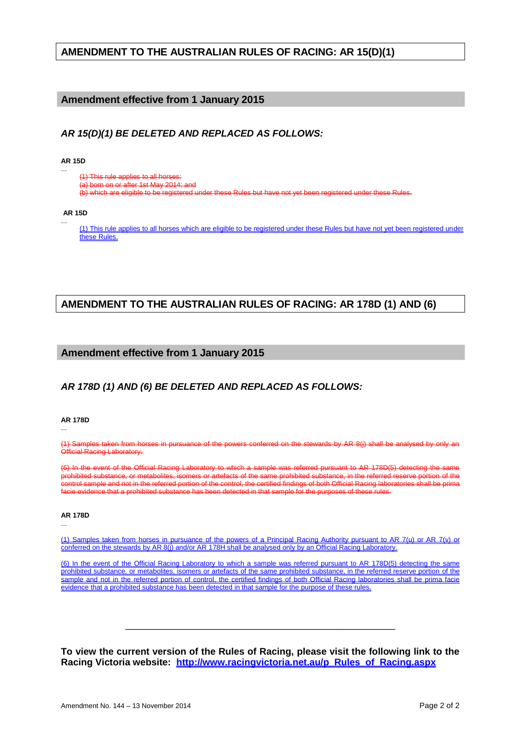## AMENDMENT TO THE AUSTRALIAN RULES OF RACING: AR 15(D)(1)

### Amendment effective from 1 January 2015

### *AR 15(D)(1) BE DELETED AND REPLACED AS FOLLOWS:*

**AR 15D**

...

~~(1) This rule applies to all horses:~~
~~(a) born on or after 1st May 2014; and~~
~~(b) which are eligible to be registered under these Rules but have not yet been registered under these Rules.~~

**AR 15D**

...

<u>(1) This rule applies to all horses which are eligible to be registered under these Rules but have not yet been registered under these Rules.</u>

## AMENDMENT TO THE AUSTRALIAN RULES OF RACING: AR 178D (1) AND (6)

### Amendment effective from 1 January 2015

### *AR 178D (1) AND (6) BE DELETED AND REPLACED AS FOLLOWS:*

**AR 178D**

...

~~(1) Samples taken from horses in pursuance of the powers conferred on the stewards by AR 8(j) shall be analysed by only an Official Racing Laboratory.~~

~~(6) In the event of the Official Racing Laboratory to which a sample was referred pursuant to AR 178D(5) detecting the same prohibited substance, or metabolites, isomers or artefacts of the same prohibited substance, in the referred reserve portion of the control sample and not in the referred portion of the control, the certified findings of both Official Racing laboratories shall be prima facie evidence that a prohibited substance has been detected in that sample for the purposes of these rules.~~

**AR 178D**

...

<u>(1) Samples taken from horses in pursuance of the powers of a Principal Racing Authority pursuant to AR 7(u) or AR 7(v) or conferred on the stewards by AR 8(j) and/or AR 178H shall be analysed only by an Official Racing Laboratory.</u>

<u>(6) In the event of the Official Racing Laboratory to which a sample was referred pursuant to AR 178D(5) detecting the same prohibited substance, or metabolites, isomers or artefacts of the same prohibited substance, in the referred reserve portion of the sample and not in the referred portion of control, the certified findings of both Official Racing laboratories shall be prima facie evidence that a prohibited substance has been detected in that sample for the purpose of these rules.</u>

---

**To view the current version of the Rules of Racing, please visit the following link to the Racing Victoria website: http://www.racingvictoria.net.au/p_Rules_of_Racing.aspx**

Amendment No. 144 – 13 November 2014